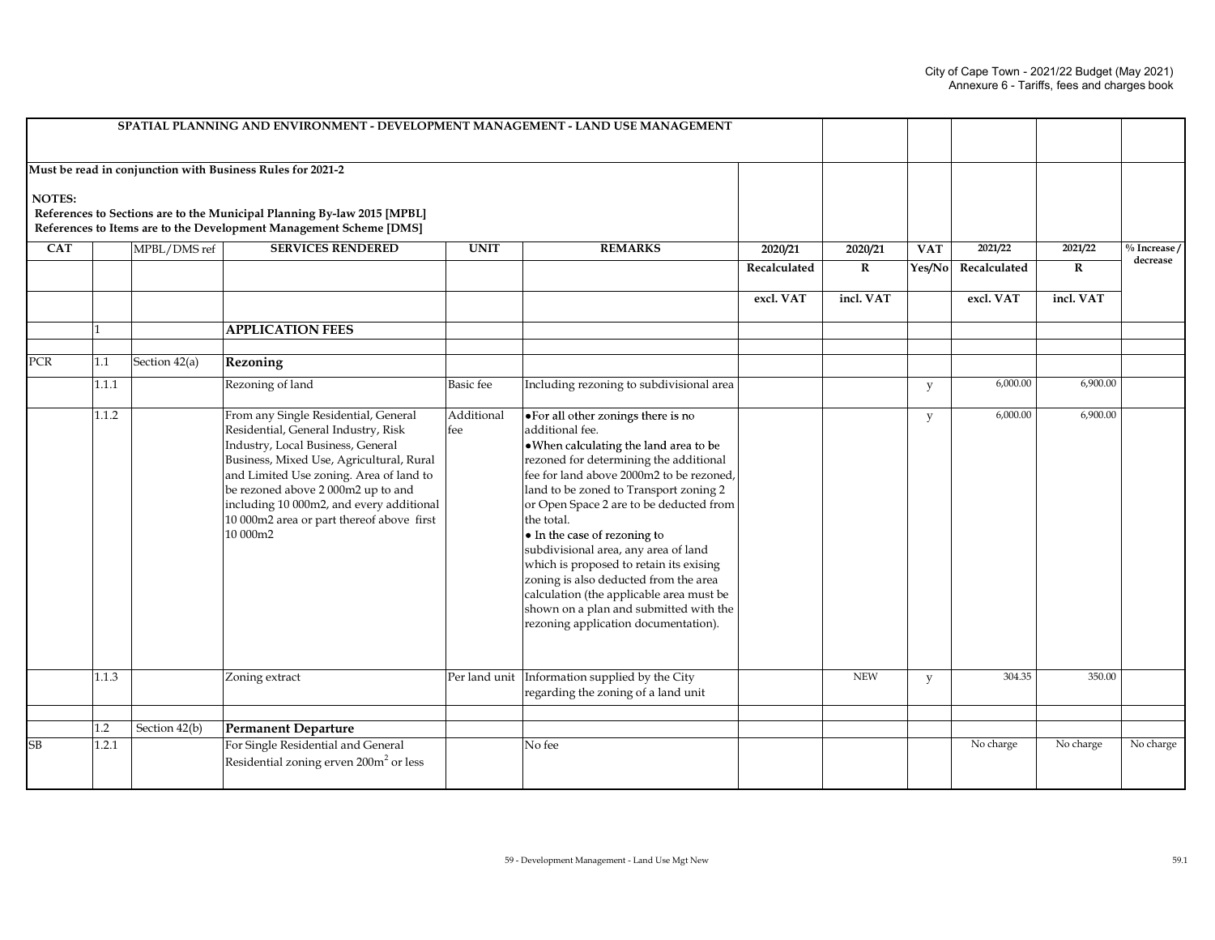| SPATIAL PLANNING AND ENVIRONMENT - DEVELOPMENT MANAGEMENT - LAND USE MANAGEMENT | | | | | | | | | | |
|---|---|---|---|---|---|---|---|---|---|---|
| **Must be read in conjunction with Business Rules for 2021-2**<br><br>**NOTES:**<br>**References to Sections are to the Municipal Planning By-law 2015 [MPBL]**<br>**References to Items are to the Development Management Scheme [DMS]** | | | | | | | | | | |
| **CAT** | | MPBL/DMS ref | **SERVICES RENDERED** | **UNIT** | **REMARKS** | **2020/21** | **2020/21** | **VAT** | **2021/22** | **2021/22** | **% Increase / decrease** |
| | | | | | | **Recalculated** | **R** | **Yes/No** | **Recalculated** | **R** | |
| | | | | | | **excl. VAT** | **incl. VAT** | | **excl. VAT** | **incl. VAT** | |
| | 1 | | **APPLICATION FEES** | | | | | | | | |
| PCR | 1.1 | Section 42(a) | **Rezoning** | | | | | | | | |
| | 1.1.1 | | Rezoning of land | Basic fee | Including rezoning to subdivisional area | | | y | 6,000.00 | 6,900.00 | |
| | 1.1.2 | | From any Single Residential, General Residential, General Industry, Risk Industry, Local Business, General Business, Mixed Use, Agricultural, Rural and Limited Use zoning. Area of land to be rezoned above 2 000m2 up to and including 10 000m2, and every additional 10 000m2 area or part thereof above first 10 000m2 | Additional fee | • For all other zonings there is no additional fee.<br>• When calculating the land area to be rezoned for determining the additional fee for land above 2000m2 to be rezoned, land to be zoned to Transport zoning 2 or Open Space 2 are to be deducted from the total.<br>• In the case of rezoning to subdivisional area, any area of land which is proposed to retain its exising zoning is also deducted from the area calculation (the applicable area must be shown on a plan and submitted with the rezoning application documentation). | | | y | 6,000.00 | 6,900.00 | |
| | 1.1.3 | | Zoning extract | Per land unit | Information supplied by the City regarding the zoning of a land unit | | NEW | y | 304.35 | 350.00 | |
| | 1.2 | Section 42(b) | **Permanent Departure** | | | | | | | | |
| SB | 1.2.1 | | For Single Residential and General Residential zoning erven 200m$^2$ or less | | No fee | | | | No charge | No charge | No charge |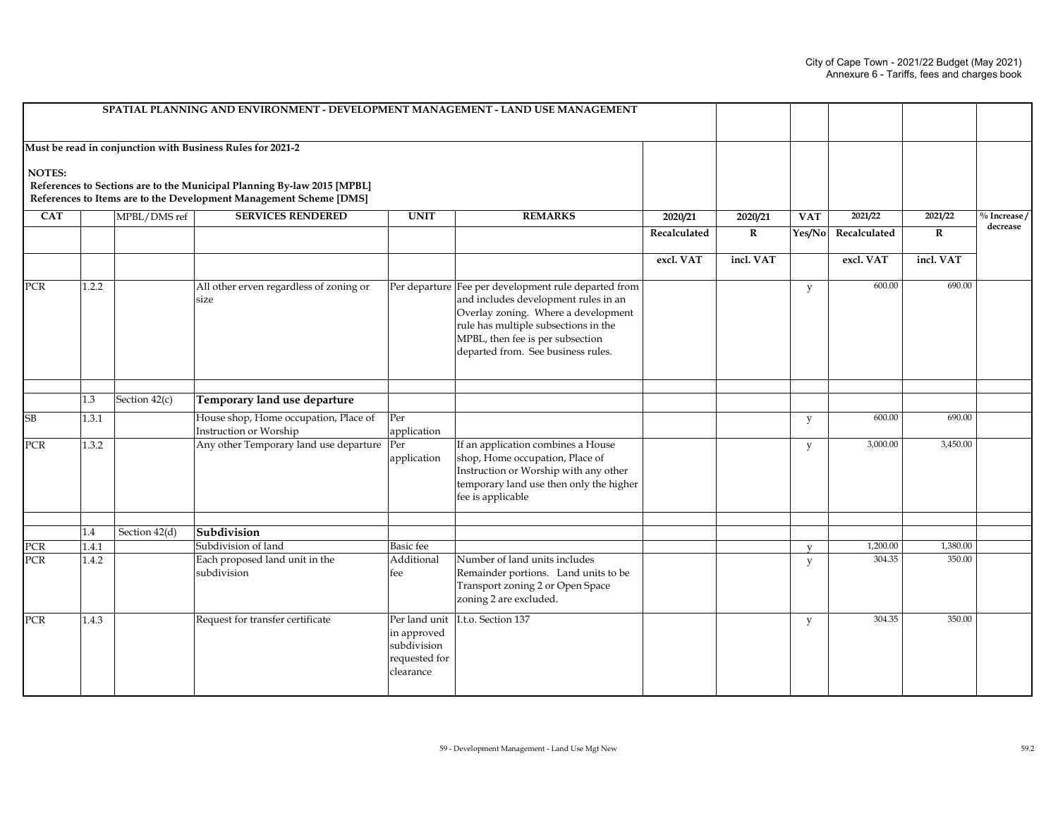| SPATIAL PLANNING AND ENVIRONMENT - DEVELOPMENT MANAGEMENT - LAND USE MANAGEMENT | | | | | | | | | | | |
|---|---|---|---|---|---|---|---|---|---|---|---|
| **Must be read in conjunction with Business Rules for 2021-2**<br><br>**NOTES:**<br>**References to Sections are to the Municipal Planning By-law 2015 [MPBL]**<br>**References to Items are to the Development Management Scheme [DMS]** | | | | | | | | | | | |
| **CAT** | | **MPBL/DMS ref** | **SERVICES RENDERED** | **UNIT** | **REMARKS** | **2020/21** | **2020/21** | **VAT** | **2021/22** | **2021/22** | **% Increase / decrease** |
| | | | | | | **Recalculated** | **R** | **Yes/No** | **Recalculated** | **R** | |
| | | | | | | **excl. VAT** | **incl. VAT** | | **excl. VAT** | **incl. VAT** | |
| PCR | 1.2.2 | | All other erven regardless of zoning or size | Per departure | Fee per development rule departed from and includes development rules in an Overlay zoning. Where a development rule has multiple subsections in the MPBL, then fee is per subsection departed from. See business rules. | | | y | 600.00 | 690.00 | |
| | | | | | | | | | | | |
| | 1.3 | Section 42(c) | **Temporary land use departure** | | | | | | | | |
| SB | 1.3.1 | | House shop, Home occupation, Place of Instruction or Worship | Per application | | | | y | 600.00 | 690.00 | |
| PCR | 1.3.2 | | Any other Temporary land use departure | Per application | If an application combines a House shop, Home occupation, Place of Instruction or Worship with any other temporary land use then only the higher fee is applicable | | | y | 3,000.00 | 3,450.00 | |
| | | | | | | | | | | | |
| | 1.4 | Section 42(d) | **Subdivision** | | | | | | | | |
| PCR | 1.4.1 | | Subdivision of land | Basic fee | | | | y | 1,200.00 | 1,380.00 | |
| PCR | 1.4.2 | | Each proposed land unit in the subdivision | Additional fee | Number of land units includes Remainder portions. Land units to be Transport zoning 2 or Open Space zoning 2 are excluded. | | | y | 304.35 | 350.00 | |
| PCR | 1.4.3 | | Request for transfer certificate | Per land unit in approved subdivision requested for clearance | I.t.o. Section 137 | | | y | 304.35 | 350.00 | |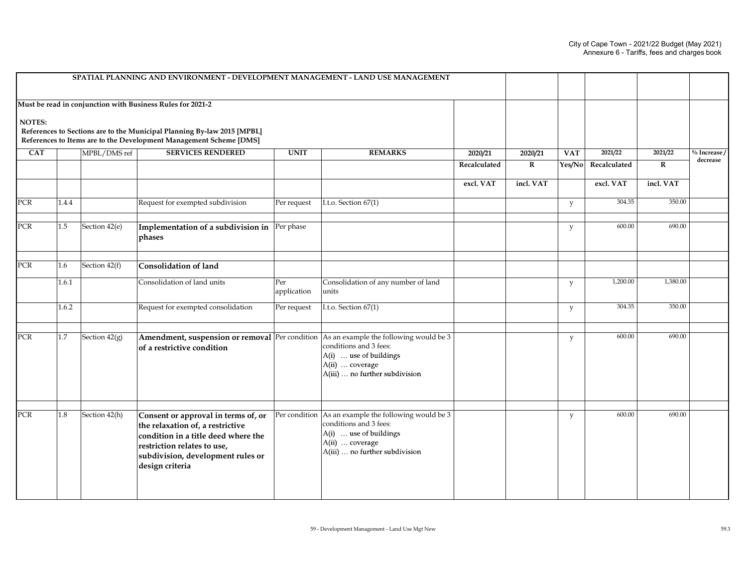| SPATIAL PLANNING AND ENVIRONMENT - DEVELOPMENT MANAGEMENT - LAND USE MANAGEMENT | | | | | | | | | | | |
|---|---|---|---|---|---|---|---|---|---|---|---|
| **Must be read in conjunction with Business Rules for 2021-2** <br><br> **NOTES:** <br> **References to Sections are to the Municipal Planning By-law 2015 [MPBL]** <br> **References to Items are to the Development Management Scheme [DMS]** | | | | | | | | | | | |
| **CAT** | | MPBL/DMS ref | **SERVICES RENDERED** | **UNIT** | **REMARKS** | **2020/21** | **2020/21** | **VAT** | **2021/22** | **2021/22** | **% Increase / decrease** |
| | | | | | | **Recalculated** | **R** | **Yes/No** | **Recalculated** | **R** | |
| | | | | | | **excl. VAT** | **incl. VAT** | | **excl. VAT** | **incl. VAT** | |
| PCR | 1.4.4 | | Request for exempted subdivision | Per request | I.t.o. Section 67(1) | | | y | 304.35 | 350.00 | |
| | | | | | | | | | | | |
| PCR | 1.5 | Section 42(e) | **Implementation of a subdivision in phases** | Per phase | | | | y | 600.00 | 690.00 | |
| | | | | | | | | | | | |
| PCR | 1.6 | Section 42(f) | **Consolidation of land** | | | | | | | | |
| | 1.6.1 | | Consolidation of land units | Per application | Consolidation of any number of land units | | | y | 1,200.00 | 1,380.00 | |
| | 1.6.2 | | Request for exempted consolidation | Per request | I.t.o. Section 67(1) | | | y | 304.35 | 350.00 | |
| | | | | | | | | | | | |
| PCR | 1.7 | Section 42(g) | **Amendment, suspension or removal of a restrictive condition** | Per condition | As an example the following would be 3 conditions and 3 fees: A(i) … use of buildings A(ii) … coverage A(iii) … no further subdivision | | | y | 600.00 | 690.00 | |
| | | | | | | | | | | | |
| PCR | 1.8 | Section 42(h) | **Consent or approval in terms of, or the relaxation of, a restrictive condition in a title deed where the restriction relates to use, subdivision, development rules or design criteria** | Per condition | As an example the following would be 3 conditions and 3 fees: A(i) … use of buildings A(ii) … coverage A(iii) … no further subdivision | | | y | 600.00 | 690.00 | |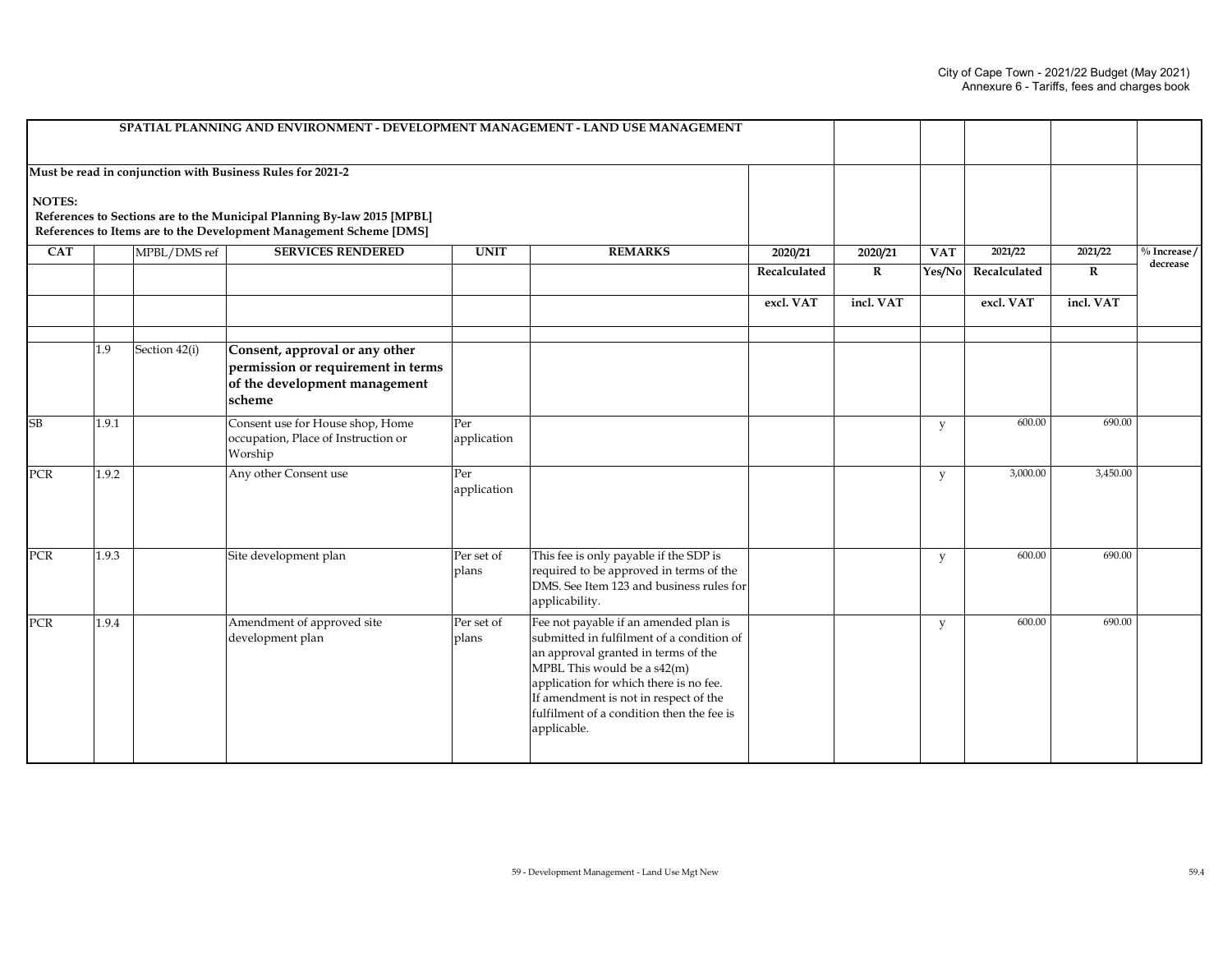| SPATIAL PLANNING AND ENVIRONMENT - DEVELOPMENT MANAGEMENT - LAND USE MANAGEMENT | | | | | | | | | | | |
|---|---|---|---|---|---|---|---|---|---|---|---|
| **Must be read in conjunction with Business Rules for 2021-2**<br><br>**NOTES:**<br>**References to Sections are to the Municipal Planning By-law 2015 [MPBL]**<br>**References to Items are to the Development Management Scheme [DMS]** | | | | | | | | | | | |
| **CAT** | | **MPBL/DMS ref** | **SERVICES RENDERED** | **UNIT** | **REMARKS** | **2020/21** | **2020/21** | **VAT** | **2021/22** | **2021/22** | **% Increase / decrease** |
| | | | | | | **Recalculated** | **R** | **Yes/No** | **Recalculated** | **R** | |
| | | | | | | **excl. VAT** | **incl. VAT** | | **excl. VAT** | **incl. VAT** | |
| | | | | | | | | | | | |
| | 1.9 | Section 42(i) | **Consent, approval or any other permission or requirement in terms of the development management scheme** | | | | | | | | |
| SB | 1.9.1 | | Consent use for House shop, Home occupation, Place of Instruction or Worship | Per application | | | | y | 600.00 | 690.00 | |
| PCR | 1.9.2 | | Any other Consent use | Per application | | | | y | 3,000.00 | 3,450.00 | |
| PCR | 1.9.3 | | Site development plan | Per set of plans | This fee is only payable if the SDP is required to be approved in terms of the DMS. See Item 123 and business rules for applicability. | | | y | 600.00 | 690.00 | |
| PCR | 1.9.4 | | Amendment of approved site development plan | Per set of plans | Fee not payable if an amended plan is submitted in fulfilment of a condition of an approval granted in terms of the MPBL This would be a s42(m) application for which there is no fee. If amendment is not in respect of the fulfilment of a condition then the fee is applicable. | | | y | 600.00 | 690.00 | |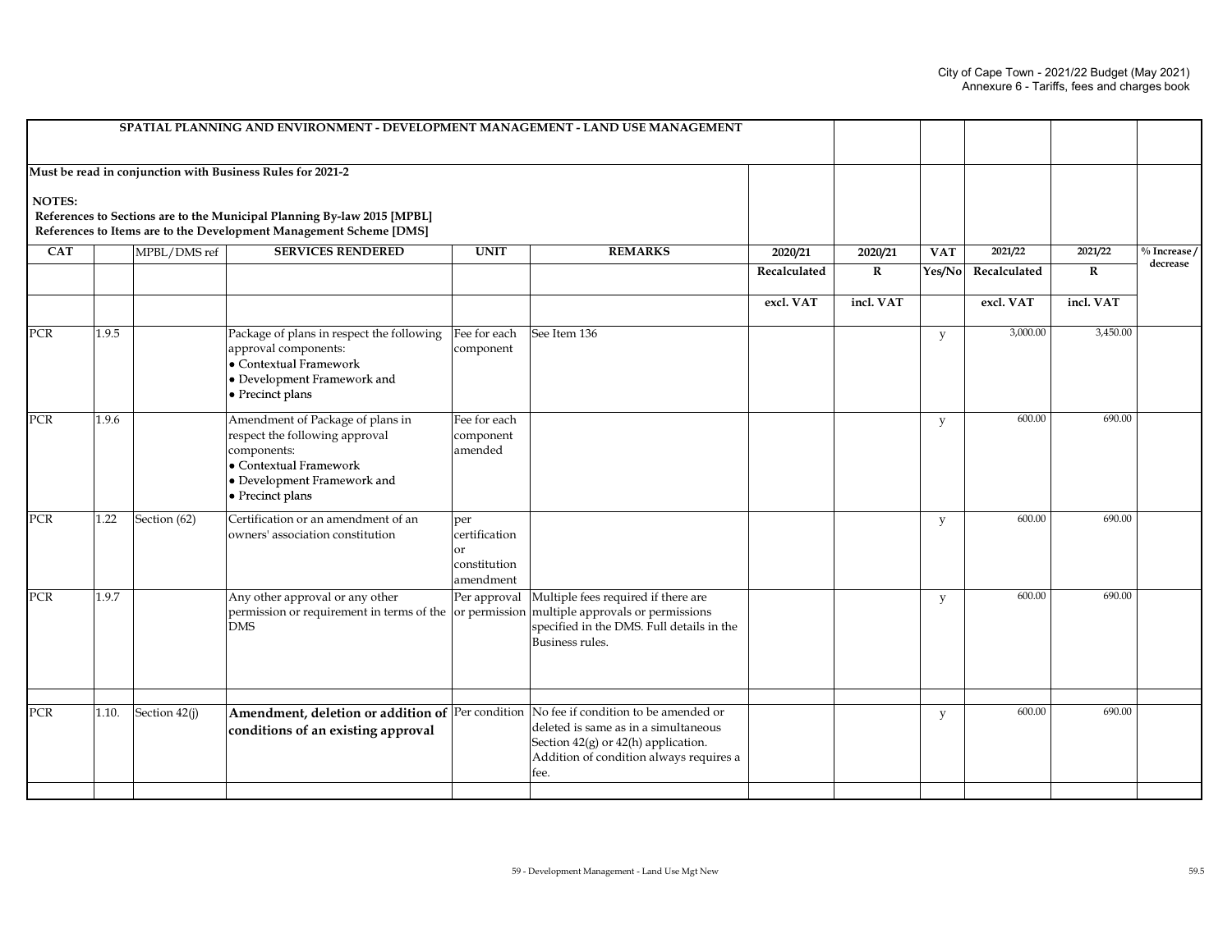| SPATIAL PLANNING AND ENVIRONMENT - DEVELOPMENT MANAGEMENT - LAND USE MANAGEMENT | | | | | | | | | | |
|---|---|---|---|---|---|---|---|---|---|---|
| **Must be read in conjunction with Business Rules for 2021-2**<br><br>**NOTES:**<br>**References to Sections are to the Municipal Planning By-law 2015 [MPBL]**<br>**References to Items are to the Development Management Scheme [DMS]** | | | | | | | | | | |
| **CAT** | | MPBL/DMS ref | **SERVICES RENDERED** | **UNIT** | **REMARKS** | **2020/21** | **2020/21** | **VAT** | **2021/22** | **2021/22** | **% Increase / decrease** |
| | | | | | | **Recalculated** | **R** | **Yes/No** | **Recalculated** | **R** | |
| | | | | | | **excl. VAT** | **incl. VAT** | | **excl. VAT** | **incl. VAT** | |
| PCR | 1.9.5 | | Package of plans in respect the following approval components:<br>• Contextual Framework<br>• Development Framework and<br>• Precinct plans | Fee for each component | See Item 136 | | | y | 3,000.00 | 3,450.00 | |
| PCR | 1.9.6 | | Amendment of Package of plans in respect the following approval components:<br>• Contextual Framework<br>• Development Framework and<br>• Precinct plans | Fee for each component amended | | | | y | 600.00 | 690.00 | |
| PCR | 1.22 | Section (62) | Certification or an amendment of an owners' association constitution | per certification or constitution amendment | | | | y | 600.00 | 690.00 | |
| PCR | 1.9.7 | | Any other approval or any other permission or requirement in terms of the DMS | Per approval or permission | Multiple fees required if there are multiple approvals or permissions specified in the DMS. Full details in the Business rules. | | | y | 600.00 | 690.00 | |
| | | | | | | | | | | | |
| PCR | 1.10. | Section 42(j) | **Amendment, deletion or addition of conditions of an existing approval** | Per condition | No fee if condition to be amended or deleted is same as in a simultaneous Section 42(g) or 42(h) application. Addition of condition always requires a fee. | | | y | 600.00 | 690.00 | |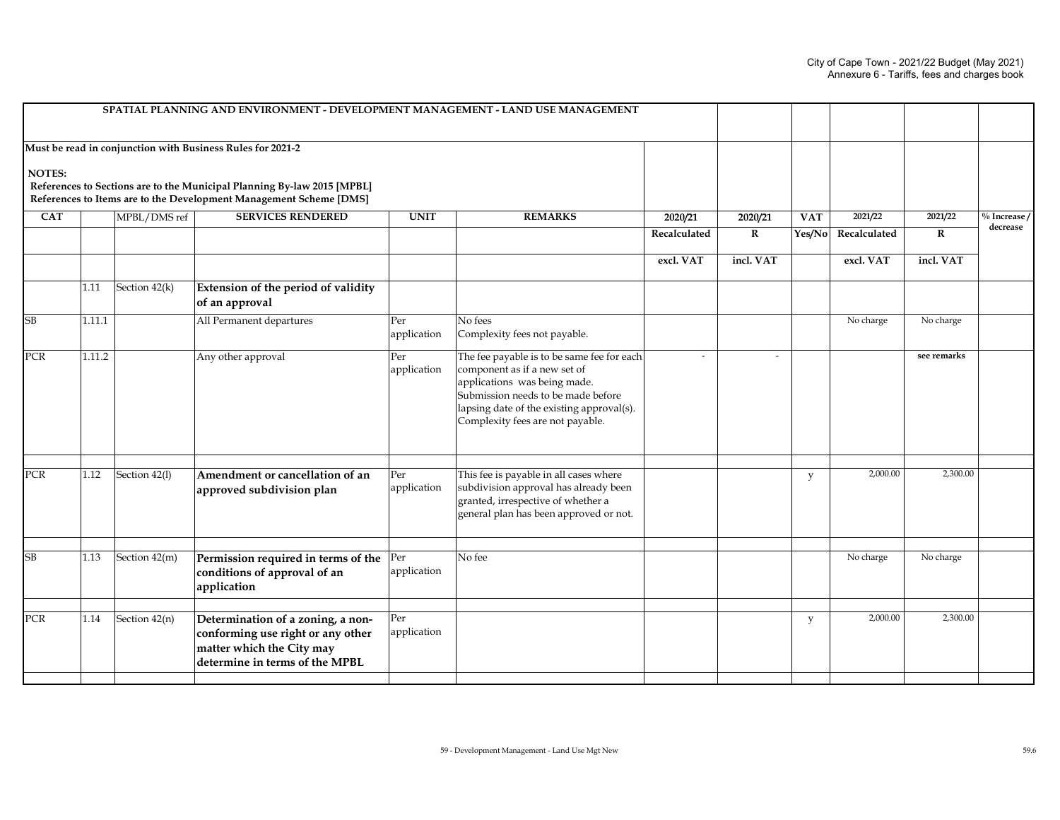| SPATIAL PLANNING AND ENVIRONMENT - DEVELOPMENT MANAGEMENT - LAND USE MANAGEMENT | | | | | | | | | | |
|---|---|---|---|---|---|---|---|---|---|---|
| **Must be read in conjunction with Business Rules for 2021-2**<br><br>**NOTES:**<br>**References to Sections are to the Municipal Planning By-law 2015 [MPBL]**<br>**References to Items are to the Development Management Scheme [DMS]** | | | | | | | | | | |
| **CAT** | | MPBL/DMS ref | **SERVICES RENDERED** | **UNIT** | **REMARKS** | **2020/21** | **2020/21** | **VAT** | **2021/22** | **2021/22** | **% Increase / decrease** |
| | | | | | | **Recalculated** | **R** | **Yes/No** | **Recalculated** | **R** | |
| | | | | | | **excl. VAT** | **incl. VAT** | | **excl. VAT** | **incl. VAT** | |
| | 1.11 | Section 42(k) | **Extension of the period of validity of an approval** | | | | | | | | |
| SB | 1.11.1 | | All Permanent departures | Per application | No fees<br>Complexity fees not payable. | | | | No charge | No charge | |
| PCR | 1.11.2 | | Any other approval | Per application | The fee payable is to be same fee for each component as if a new set of applications was being made. Submission needs to be made before lapsing date of the existing approval(s). Complexity fees are not payable. | - | - | | | **see remarks** | |
| PCR | 1.12 | Section 42(l) | **Amendment or cancellation of an approved subdivision plan** | Per application | This fee is payable in all cases where subdivision approval has already been granted, irrespective of whether a general plan has been approved or not. | | | y | 2,000.00 | 2,300.00 | |
| SB | 1.13 | Section 42(m) | **Permission required in terms of the conditions of approval of an application** | Per application | No fee | | | | No charge | No charge | |
| PCR | 1.14 | Section 42(n) | **Determination of a zoning, a non-conforming use right or any other matter which the City may determine in terms of the MPBL** | Per application | | | | y | 2,000.00 | 2,300.00 | |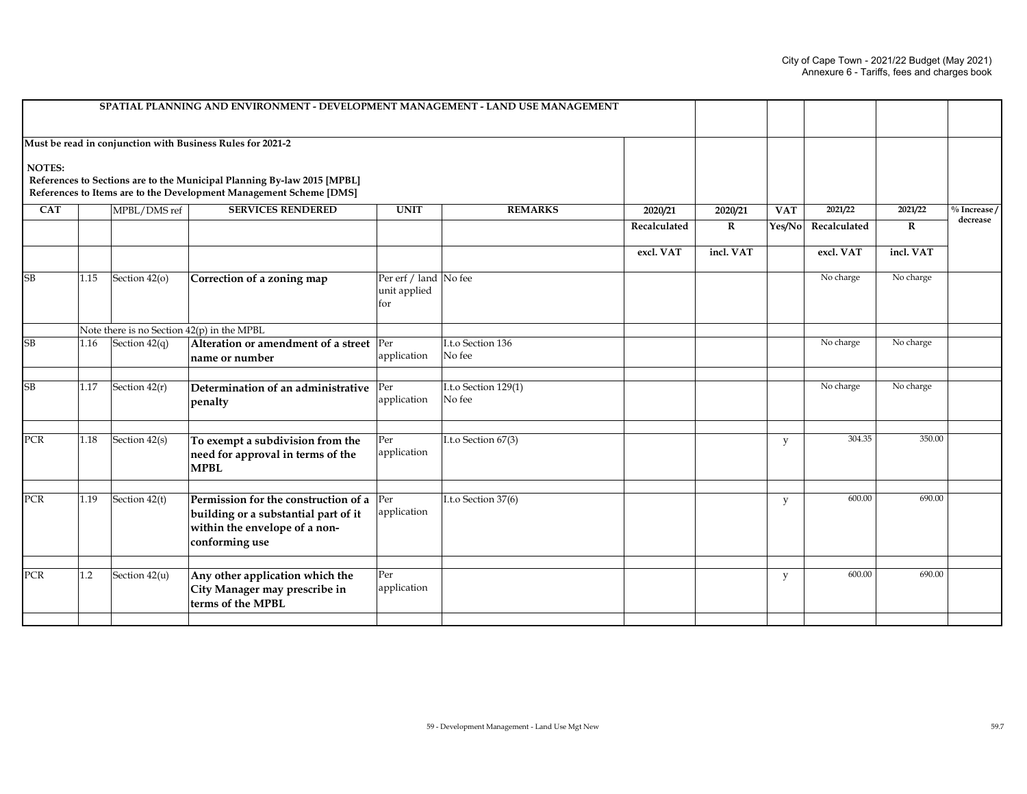## SPATIAL PLANNING AND ENVIRONMENT - DEVELOPMENT MANAGEMENT - LAND USE MANAGEMENT

**Must be read in conjunction with Business Rules for 2021-2**

**NOTES:**
**References to Sections are to the Municipal Planning By-law 2015 [MPBL]**
**References to Items are to the Development Management Scheme [DMS]**

| CAT | | MPBL/DMS ref | SERVICES RENDERED | UNIT | REMARKS | 2020/21 Recalculated excl. VAT | 2020/21 R incl. VAT | VAT Yes/No | 2021/22 Recalculated excl. VAT | 2021/22 R incl. VAT | % Increase / decrease |
|---|---|---|---|---|---|---|---|---|---|---|---|
| SB | 1.15 | Section 42(o) | **Correction of a zoning map** | Per erf / land unit applied for | No fee | | | | No charge | No charge | |
| | Note there is no Section 42(p) in the MPBL | | | | | | | | | | |
| SB | 1.16 | Section 42(q) | **Alteration or amendment of a street name or number** | Per application | I.t.o Section 136 No fee | | | | No charge | No charge | |
| SB | 1.17 | Section 42(r) | **Determination of an administrative penalty** | Per application | I.t.o Section 129(1) No fee | | | | No charge | No charge | |
| PCR | 1.18 | Section 42(s) | **To exempt a subdivision from the need for approval in terms of the MPBL** | Per application | I.t.o Section 67(3) | | | y | 304.35 | 350.00 | |
| PCR | 1.19 | Section 42(t) | **Permission for the construction of a building or a substantial part of it within the envelope of a non-conforming use** | Per application | I.t.o Section 37(6) | | | y | 600.00 | 690.00 | |
| PCR | 1.2 | Section 42(u) | **Any other application which the City Manager may prescribe in terms of the MPBL** | Per application | | | | y | 600.00 | 690.00 | |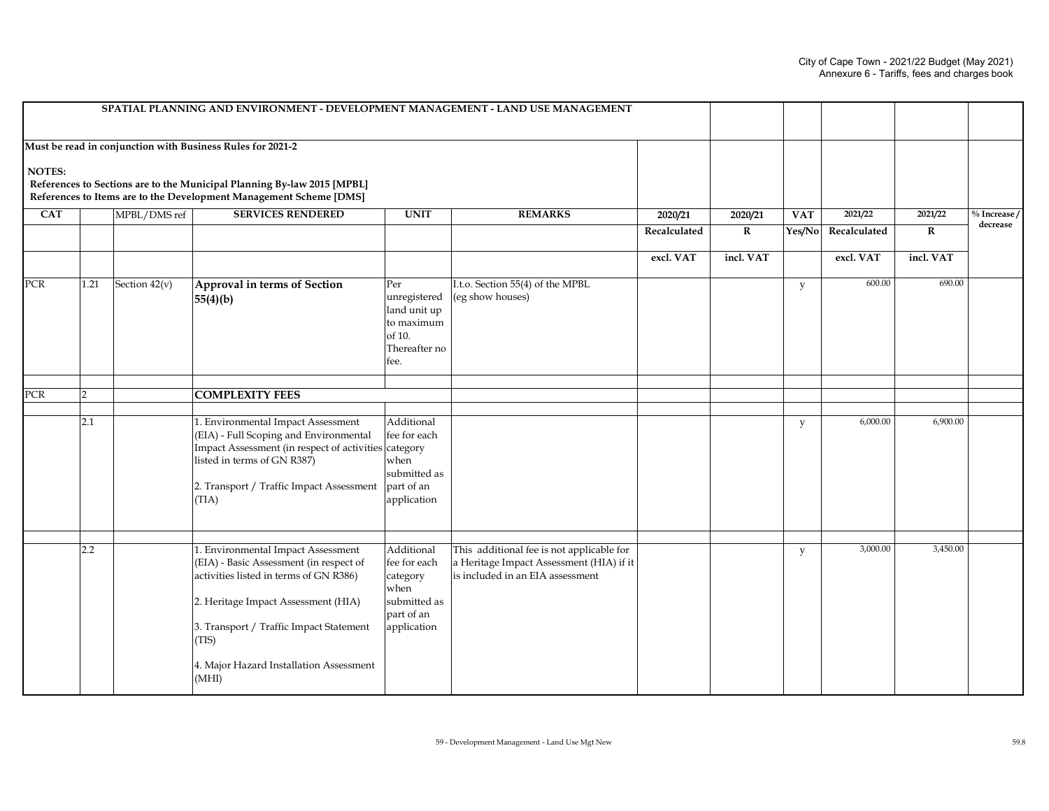| SPATIAL PLANNING AND ENVIRONMENT - DEVELOPMENT MANAGEMENT - LAND USE MANAGEMENT | | | | | | | | | | | |
|---|---|---|---|---|---|---|---|---|---|---|---|
| **Must be read in conjunction with Business Rules for 2021-2**<br><br>**NOTES:**<br>**References to Sections are to the Municipal Planning By-law 2015 [MPBL]**<br>**References to Items are to the Development Management Scheme [DMS]** | | | | | | | | | | | |
| **CAT** | | MPBL/DMS ref | **SERVICES RENDERED** | **UNIT** | **REMARKS** | **2020/21** | **2020/21** | **VAT** | **2021/22** | **2021/22** | **% Increase / decrease** |
| | | | | | | **Recalculated** | **R** | **Yes/No** | **Recalculated** | **R** | |
| | | | | | | **excl. VAT** | **incl. VAT** | | **excl. VAT** | **incl. VAT** | |
| PCR | 1.21 | Section 42(v) | **Approval in terms of Section 55(4)(b)** | Per unregistered land unit up to maximum of 10. Thereafter no fee. | I.t.o. Section 55(4) of the MPBL (eg show houses) | | | y | 600.00 | 690.00 | |
| PCR | 2 | | **COMPLEXITY FEES** | | | | | | | | |
| | 2.1 | | 1. Environmental Impact Assessment (EIA) - Full Scoping and Environmental Impact Assessment (in respect of activities listed in terms of GN R387)<br><br>2. Transport / Traffic Impact Assessment (TIA) | Additional fee for each category when submitted as part of an application | | | | y | 6,000.00 | 6,900.00 | |
| | 2.2 | | 1. Environmental Impact Assessment (EIA) - Basic Assessment (in respect of activities listed in terms of GN R386)<br><br>2. Heritage Impact Assessment (HIA)<br><br>3. Transport / Traffic Impact Statement (TIS)<br><br>4. Major Hazard Installation Assessment (MHI) | Additional fee for each category when submitted as part of an application | This additional fee is not applicable for a Heritage Impact Assessment (HIA) if it is included in an EIA assessment | | | y | 3,000.00 | 3,450.00 | |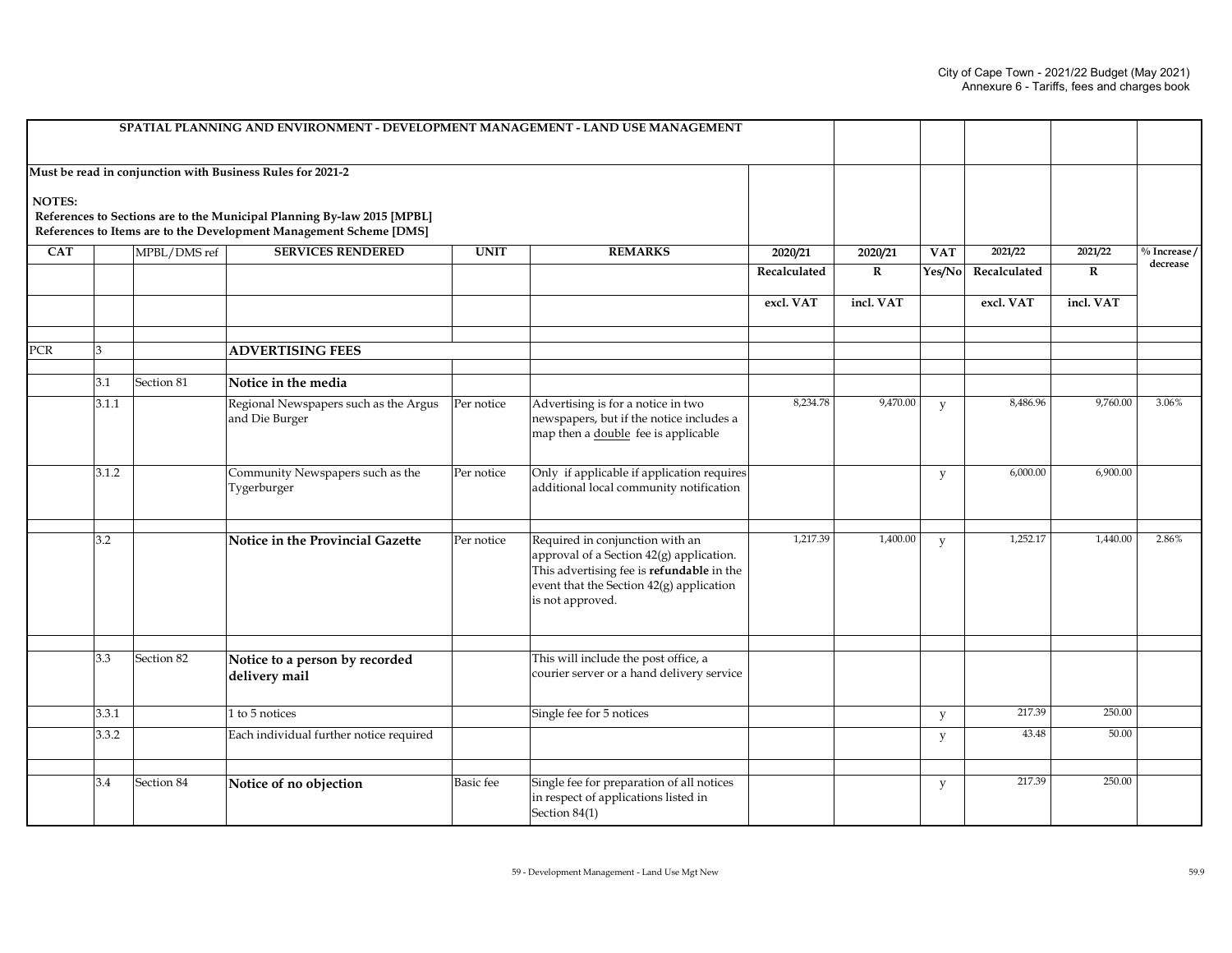| SPATIAL PLANNING AND ENVIRONMENT - DEVELOPMENT MANAGEMENT - LAND USE MANAGEMENT | | | | | | | | | | |
|---|---|---|---|---|---|---|---|---|---|---|
| Must be read in conjunction with Business Rules for 2021-2<br><br>**NOTES:**<br>References to Sections are to the Municipal Planning By-law 2015 [MPBL]<br>References to Items are to the Development Management Scheme [DMS] | | | | | | | | | | |
| **CAT** | | MPBL/DMS ref | **SERVICES RENDERED** | **UNIT** | **REMARKS** | **2020/21** | **2020/21** | **VAT** | **2021/22** | **2021/22** | **% Increase / decrease** |
| | | | | | | **Recalculated** | **R** | **Yes/No** | **Recalculated** | **R** | |
| | | | | | | **excl. VAT** | **incl. VAT** | | **excl. VAT** | **incl. VAT** | |
| PCR | 3 | | **ADVERTISING FEES** | | | | | | | | |
| | 3.1 | Section 81 | **Notice in the media** | | | | | | | | |
| | 3.1.1 | | Regional Newspapers such as the Argus and Die Burger | Per notice | Advertising is for a notice in two newspapers, but if the notice includes a map then a double fee is applicable | 8,234.78 | 9,470.00 | y | 8,486.96 | 9,760.00 | 3.06% |
| | 3.1.2 | | Community Newspapers such as the Tygerburger | Per notice | Only if applicable if application requires additional local community notification | | | y | 6,000.00 | 6,900.00 | |
| | 3.2 | | **Notice in the Provincial Gazette** | Per notice | Required in conjunction with an approval of a Section 42(g) application. This advertising fee is **refundable** in the event that the Section 42(g) application is not approved. | 1,217.39 | 1,400.00 | y | 1,252.17 | 1,440.00 | 2.86% |
| | 3.3 | Section 82 | **Notice to a person by recorded delivery mail** | | This will include the post office, a courier server or a hand delivery service | | | | | | |
| | 3.3.1 | | 1 to 5 notices | | Single fee for 5 notices | | | y | 217.39 | 250.00 | |
| | 3.3.2 | | Each individual further notice required | | | | | y | 43.48 | 50.00 | |
| | 3.4 | Section 84 | **Notice of no objection** | Basic fee | Single fee for preparation of all notices in respect of applications listed in Section 84(1) | | | y | 217.39 | 250.00 | |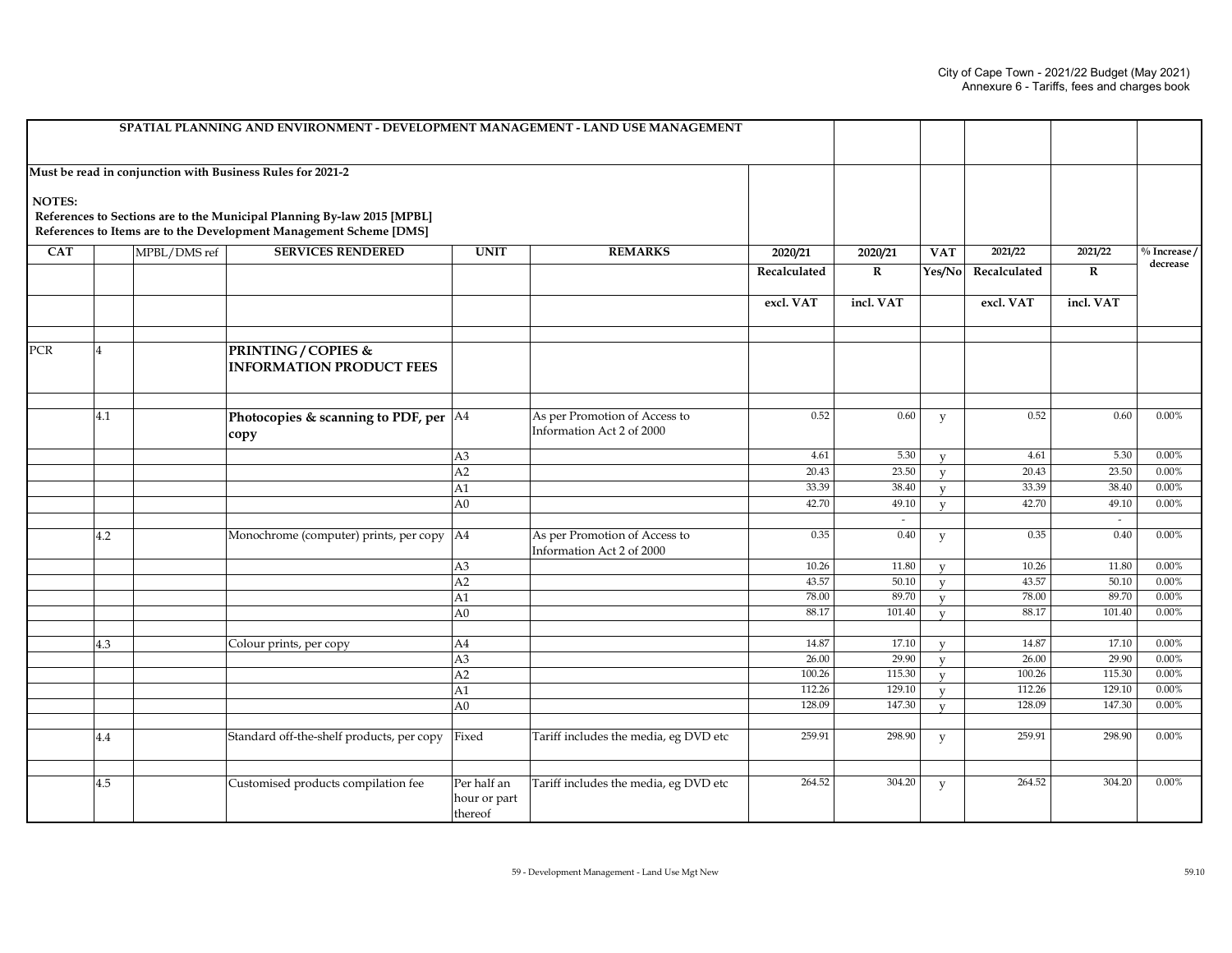| SPATIAL PLANNING AND ENVIRONMENT - DEVELOPMENT MANAGEMENT - LAND USE MANAGEMENT | | | | | | | | | | | |
|---|---|---|---|---|---|---|---|---|---|---|---|
| Must be read in conjunction with Business Rules for 2021-2<br><br>NOTES:<br>References to Sections are to the Municipal Planning By-law 2015 [MPBL]<br>References to Items are to the Development Management Scheme [DMS] | | | | | | | | | | | |
| CAT | | MPBL/DMS ref | SERVICES RENDERED | UNIT | REMARKS | 2020/21 | 2020/21 | VAT | 2021/22 | 2021/22 | % Increase / decrease |
| | | | | | | Recalculated | R | Yes/No | Recalculated | R | |
| | | | | | | excl. VAT | incl. VAT | | excl. VAT | incl. VAT | |
| | | | | | | | | | | | |
| PCR | 4 | | **PRINTING / COPIES & INFORMATION PRODUCT FEES** | | | | | | | | |
| | | | | | | | | | | | |
| | 4.1 | | **Photocopies & scanning to PDF, per copy** | A4 | As per Promotion of Access to Information Act 2 of 2000 | 0.52 | 0.60 | y | 0.52 | 0.60 | 0.00% |
| | | | | A3 | | 4.61 | 5.30 | y | 4.61 | 5.30 | 0.00% |
| | | | | A2 | | 20.43 | 23.50 | y | 20.43 | 23.50 | 0.00% |
| | | | | A1 | | 33.39 | 38.40 | y | 33.39 | 38.40 | 0.00% |
| | | | | A0 | | 42.70 | 49.10 | y | 42.70 | 49.10 | 0.00% |
| | | | | | | | - | | | - | |
| | 4.2 | | Monochrome (computer) prints, per copy | A4 | As per Promotion of Access to Information Act 2 of 2000 | 0.35 | 0.40 | y | 0.35 | 0.40 | 0.00% |
| | | | | A3 | | 10.26 | 11.80 | y | 10.26 | 11.80 | 0.00% |
| | | | | A2 | | 43.57 | 50.10 | y | 43.57 | 50.10 | 0.00% |
| | | | | A1 | | 78.00 | 89.70 | y | 78.00 | 89.70 | 0.00% |
| | | | | A0 | | 88.17 | 101.40 | y | 88.17 | 101.40 | 0.00% |
| | | | | | | | | | | | |
| | 4.3 | | Colour prints, per copy | A4 | | 14.87 | 17.10 | y | 14.87 | 17.10 | 0.00% |
| | | | | A3 | | 26.00 | 29.90 | y | 26.00 | 29.90 | 0.00% |
| | | | | A2 | | 100.26 | 115.30 | y | 100.26 | 115.30 | 0.00% |
| | | | | A1 | | 112.26 | 129.10 | y | 112.26 | 129.10 | 0.00% |
| | | | | A0 | | 128.09 | 147.30 | y | 128.09 | 147.30 | 0.00% |
| | | | | | | | | | | | |
| | 4.4 | | Standard off-the-shelf products, per copy | Fixed | Tariff includes the media, eg DVD etc | 259.91 | 298.90 | y | 259.91 | 298.90 | 0.00% |
| | | | | | | | | | | | |
| | 4.5 | | Customised products compilation fee | Per half an hour or part thereof | Tariff includes the media, eg DVD etc | 264.52 | 304.20 | y | 264.52 | 304.20 | 0.00% |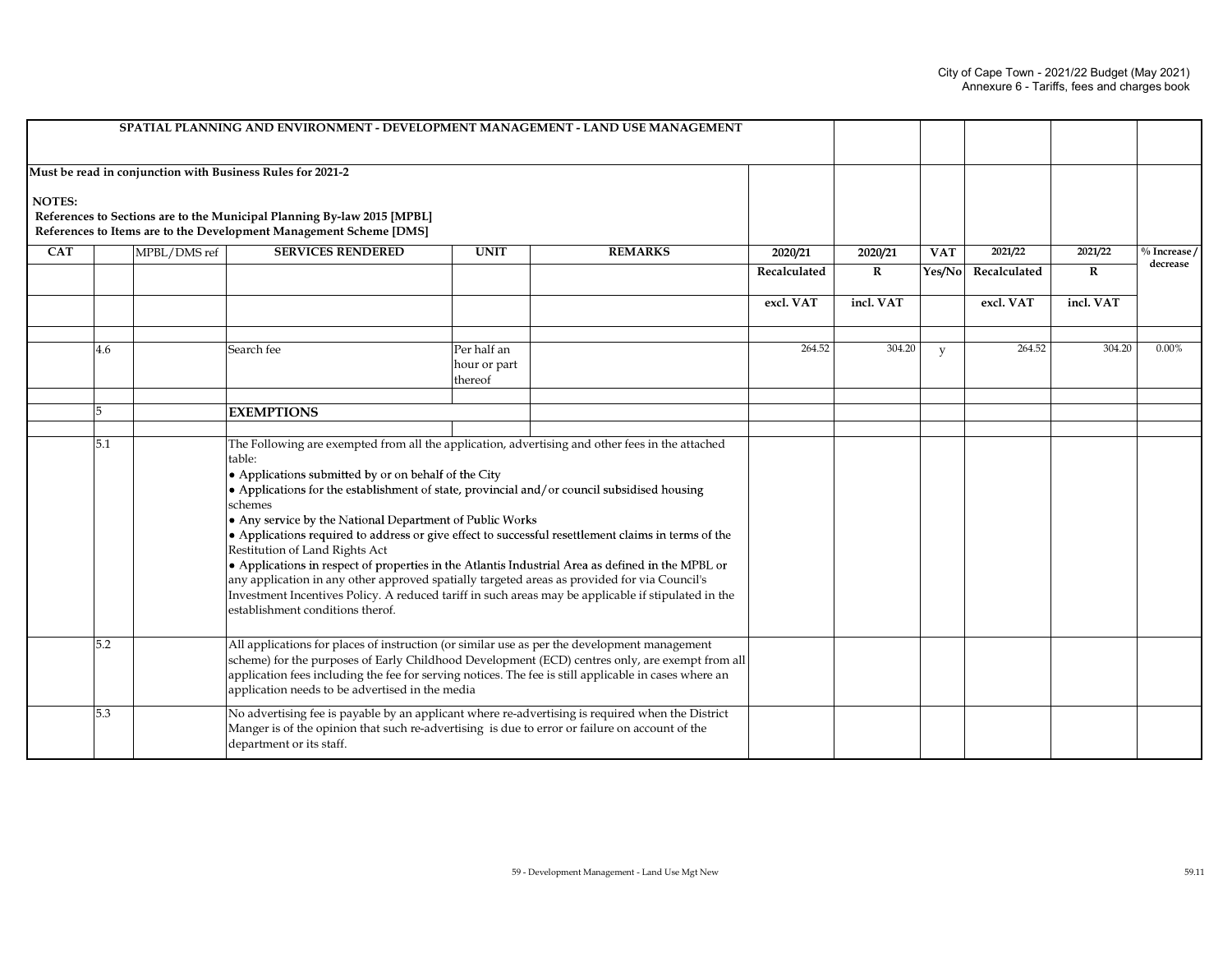| SPATIAL PLANNING AND ENVIRONMENT - DEVELOPMENT MANAGEMENT - LAND USE MANAGEMENT | | | | | | | | | | |
|---|---|---|---|---|---|---|---|---|---|---|
| **Must be read in conjunction with Business Rules for 2021-2**<br><br>**NOTES:**<br>**References to Sections are to the Municipal Planning By-law 2015 [MPBL]**<br>**References to Items are to the Development Management Scheme [DMS]** | | | | | | | | | | |
| **CAT** | | MPBL/DMS ref | **SERVICES RENDERED** | **UNIT** | **REMARKS** | **2020/21** | **2020/21** | **VAT** | **2021/22** | **2021/22** | **% Increase / decrease** |
| | | | | | | **Recalculated** | **R** | **Yes/No** | **Recalculated** | **R** | |
| | | | | | | **excl. VAT** | **incl. VAT** | | **excl. VAT** | **incl. VAT** | |
| | 4.6 | | Search fee | Per half an hour or part thereof | | 264.52 | 304.20 | y | 264.52 | 304.20 | 0.00% |
| | 5 | | **EXEMPTIONS** | | | | | | | | |
| | 5.1 | | The Following are exempted from all the application, advertising and other fees in the attached table:<br>• Applications submitted by or on behalf of the City<br>• Applications for the establishment of state, provincial and/or council subsidised housing schemes<br>• Any service by the National Department of Public Works<br>• Applications required to address or give effect to successful resettlement claims in terms of the Restitution of Land Rights Act<br>• Applications in respect of properties in the Atlantis Industrial Area as defined in the MPBL or any application in any other approved spatially targeted areas as provided for via Council's Investment Incentives Policy. A reduced tariff in such areas may be applicable if stipulated in the establishment conditions therof. | | | | | | | | |
| | 5.2 | | All applications for places of instruction (or similar use as per the development management scheme) for the purposes of Early Childhood Development (ECD) centres only, are exempt from all application fees including the fee for serving notices. The fee is still applicable in cases where an application needs to be advertised in the media | | | | | | | | |
| | 5.3 | | No advertising fee is payable by an applicant where re-advertising is required when the District Manger is of the opinion that such re-advertising is due to error or failure on account of the department or its staff. | | | | | | | | |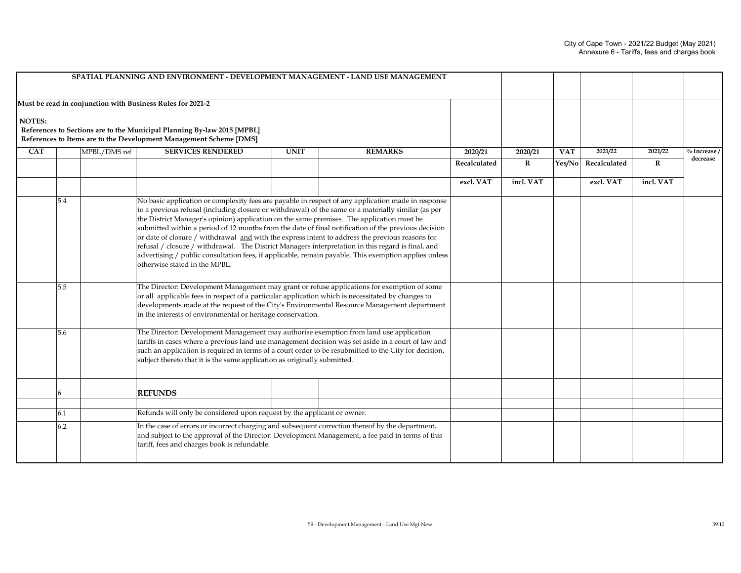| SPATIAL PLANNING AND ENVIRONMENT - DEVELOPMENT MANAGEMENT - LAND USE MANAGEMENT | | | | | | | | | | | |
|---|---|---|---|---|---|---|---|---|---|---|---|
| **Must be read in conjunction with Business Rules for 2021-2**<br><br>**NOTES:**<br>**References to Sections are to the Municipal Planning By-law 2015 [MPBL]**<br>**References to Items are to the Development Management Scheme [DMS]** | | | | | | | | | | | |
| **CAT** | | MPBL/DMS ref | **SERVICES RENDERED** | **UNIT** | **REMARKS** | **2020/21** | **2020/21** | **VAT** | **2021/22** | **2021/22** | **% Increase / decrease** |
| | | | | | | **Recalculated** | **R** | **Yes/No** | **Recalculated** | **R** | |
| | | | | | | **excl. VAT** | **incl. VAT** | | **excl. VAT** | **incl. VAT** | |
| | 5.4 | | No basic application or complexity fees are payable in respect of any application made in response to a previous refusal (including closure or withdrawal) of the same or a materially similar (as per the District Manager's opinion) application on the same premises. The application must be submitted within a period of 12 months from the date of final notification of the previous decision or date of closure / withdrawal and with the express intent to address the previous reasons for refusal / closure / withdrawal. The District Managers interpretation in this regard is final, and advertising / public consultation fees, if applicable, remain payable. This exemption applies unless otherwise stated in the MPBL. | | | | | | | | |
| | 5.5 | | The Director: Development Management may grant or refuse applications for exemption of some or all applicable fees in respect of a particular application which is necessitated by changes to developments made at the request of the City's Environmental Resource Management department in the interests of environmental or heritage conservation. | | | | | | | | |
| | 5.6 | | The Director: Development Management may authorise exemption from land use application tariffs in cases where a previous land use management decision was set aside in a court of law and such an application is required in terms of a court order to be resubmitted to the City for decision, subject thereto that it is the same application as originally submitted. | | | | | | | | |
| | | | | | | | | | | | |
| | 6 | | **REFUNDS** | | | | | | | | |
| | | | | | | | | | | | |
| | 6.1 | | Refunds will only be considered upon request by the applicant or owner. | | | | | | | | |
| | 6.2 | | In the case of errors or incorrect charging and subsequent correction thereof by the department, and subject to the approval of the Director: Development Management, a fee paid in terms of this tariff, fees and charges book is refundable. | | | | | | | | |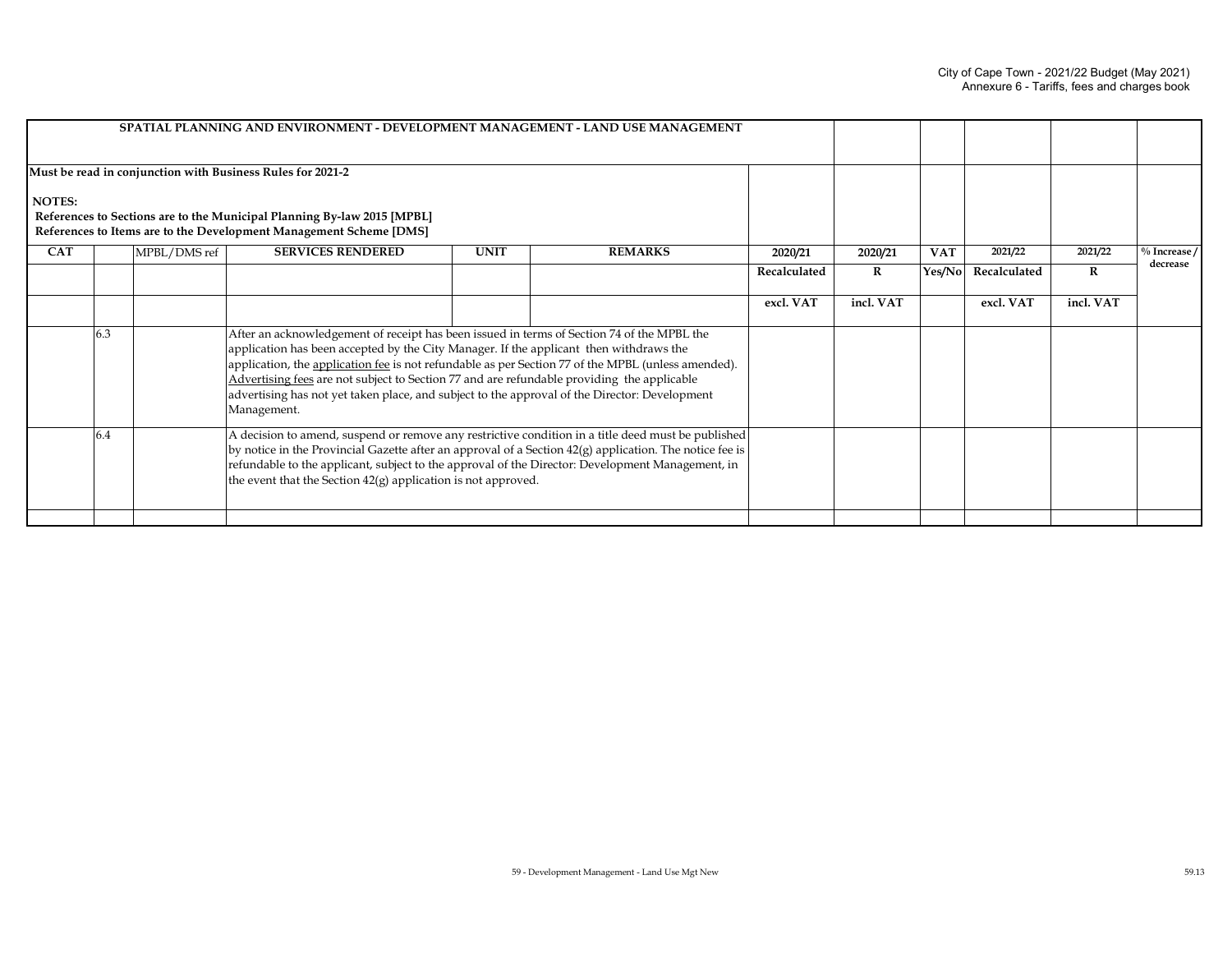| SPATIAL PLANNING AND ENVIRONMENT - DEVELOPMENT MANAGEMENT - LAND USE MANAGEMENT | | | | | | | | | | | |
|---|---|---|---|---|---|---|---|---|---|---|---|
| **Must be read in conjunction with Business Rules for 2021-2**<br><br>**NOTES:**<br>**References to Sections are to the Municipal Planning By-law 2015 [MPBL]**<br>**References to Items are to the Development Management Scheme [DMS]** | | | | | | | | | | | |
| **CAT** | | MPBL/DMS ref | **SERVICES RENDERED** | **UNIT** | **REMARKS** | **2020/21** | **2020/21** | **VAT** | **2021/22** | **2021/22** | **% Increase / decrease** |
| | | | | | | **Recalculated** | **R** | **Yes/No** | **Recalculated** | **R** | |
| | | | | | | **excl. VAT** | **incl. VAT** | | **excl. VAT** | **incl. VAT** | |
| | 6.3 | | After an acknowledgement of receipt has been issued in terms of Section 74 of the MPBL the application has been accepted by the City Manager. If the applicant then withdraws the application, the application fee is not refundable as per Section 77 of the MPBL (unless amended). Advertising fees are not subject to Section 77 and are refundable providing the applicable advertising has not yet taken place, and subject to the approval of the Director: Development Management. | | | | | | | | |
| | 6.4 | | A decision to amend, suspend or remove any restrictive condition in a title deed must be published by notice in the Provincial Gazette after an approval of a Section 42(g) application. The notice fee is refundable to the applicant, subject to the approval of the Director: Development Management, in the event that the Section 42(g) application is not approved. | | | | | | | | |